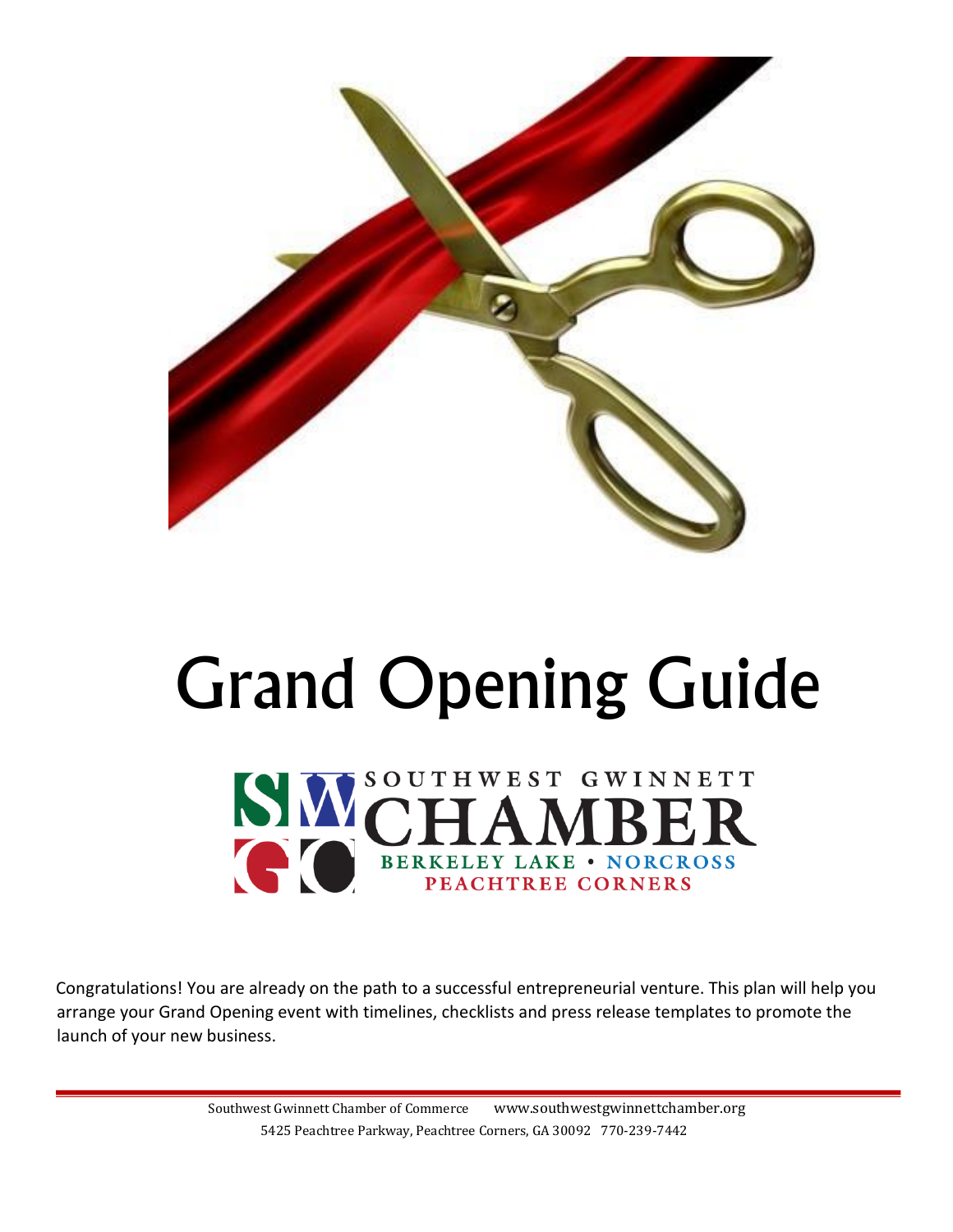# Grand Opening Guide

SOUTHWEST GWINNETT CHAMBER
BERKELEY LAKE • NORCROSS
PEACHTREE CORNERS

Congratulations! You are already on the path to a successful entrepreneurial venture. This plan will help you arrange your Grand Opening event with timelines, checklists and press release templates to promote the launch of your new business.

Southwest Gwinnett Chamber of Commerce www.southwestgwinnettchamber.org
5425 Peachtree Parkway, Peachtree Corners, GA 30092 770-239-7442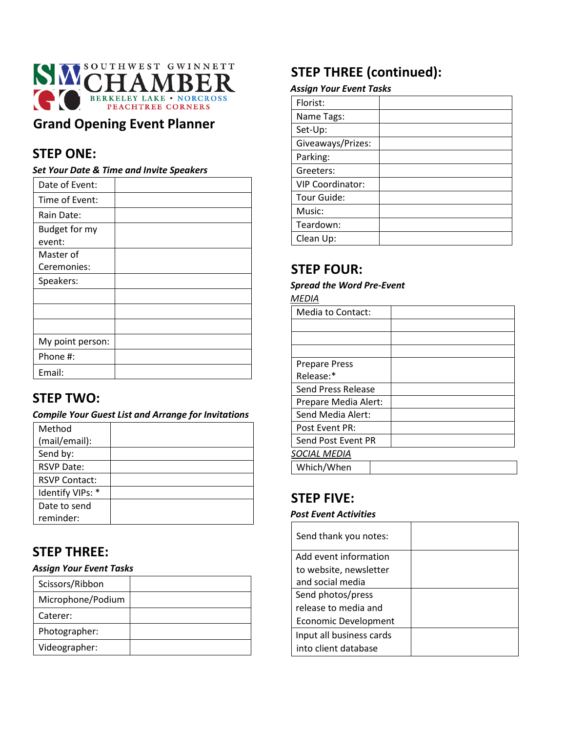SOUTHWEST GWINNETT CHAMBER
BERKELEY LAKE • NORCROSS
PEACHTREE CORNERS

# Grand Opening Event Planner

## STEP ONE:

***Set Your Date & Time and Invite Speakers***

| Date of Event: | |
|---|---|
| Time of Event: | |
| Rain Date: | |
| Budget for my event: | |
| Master of Ceremonies: | |
| Speakers: | |
| | |
| | |
| | |
| My point person: | |
| Phone #: | |
| Email: | |

## STEP TWO:

***Compile Your Guest List and Arrange for Invitations***

| Method (mail/email): | |
|---|---|
| Send by: | |
| RSVP Date: | |
| RSVP Contact: | |
| Identify VIPs: * | |
| Date to send reminder: | |

## STEP THREE:

***Assign Your Event Tasks***

| Scissors/Ribbon | |
|---|---|
| Microphone/Podium | |
| Caterer: | |
| Photographer: | |
| Videographer: | |

## STEP THREE (continued):

***Assign Your Event Tasks***

| Florist: | |
|---|---|
| Name Tags: | |
| Set-Up: | |
| Giveaways/Prizes: | |
| Parking: | |
| Greeters: | |
| VIP Coordinator: | |
| Tour Guide: | |
| Music: | |
| Teardown: | |
| Clean Up: | |

## STEP FOUR:

***Spread the Word Pre-Event***

*MEDIA*

| Media to Contact: | |
|---|---|
| | |
| | |
| | |
| Prepare Press Release:* | |
| Send Press Release | |
| Prepare Media Alert: | |
| Send Media Alert: | |
| Post Event PR: | |
| Send Post Event PR | |

*SOCIAL MEDIA*

| Which/When | |
|---|---|

## STEP FIVE:

***Post Event Activities***

| Send thank you notes: | |
|---|---|
| Add event information to website, newsletter and social media | |
| Send photos/press release to media and Economic Development | |
| Input all business cards into client database | |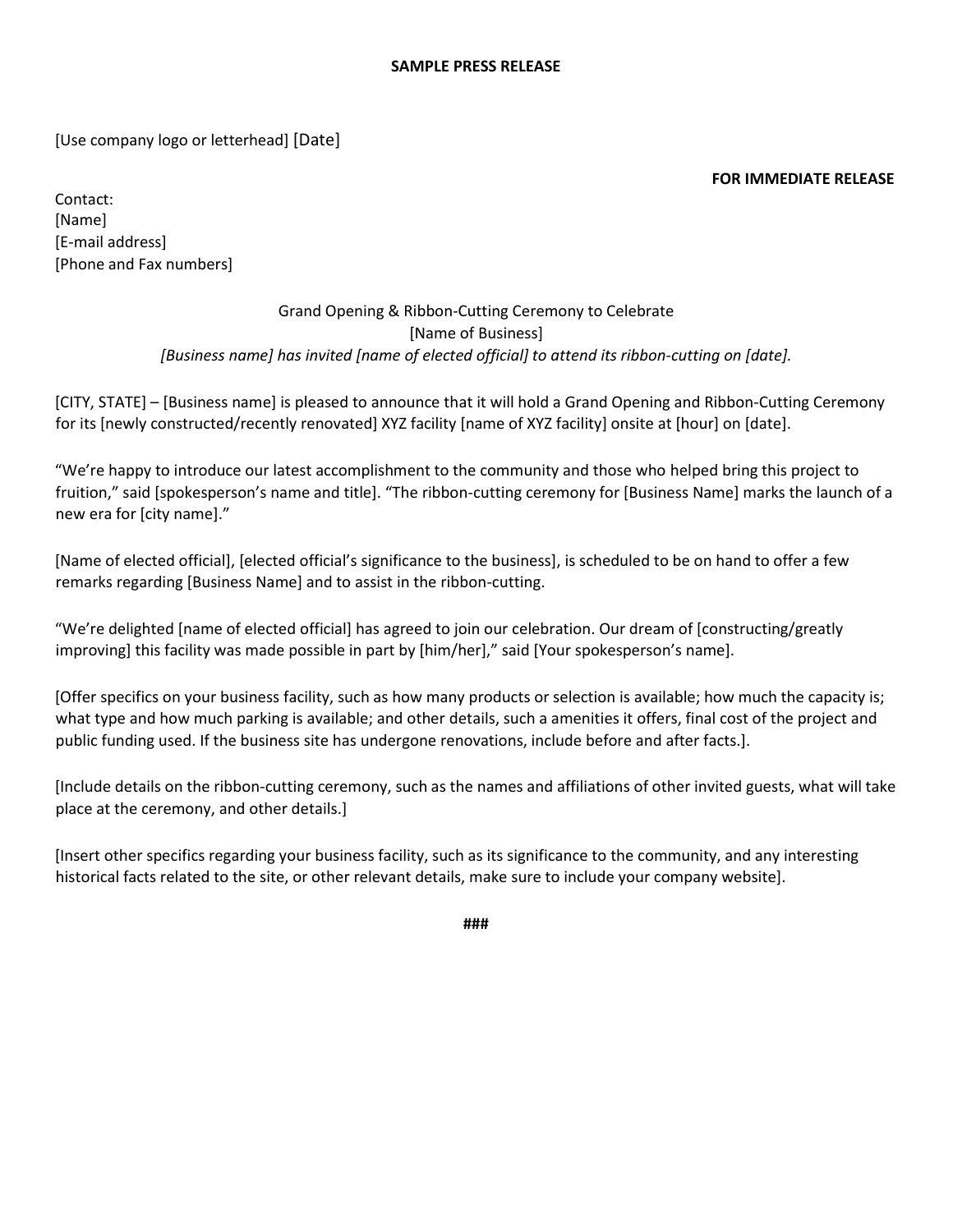**SAMPLE PRESS RELEASE**

[Use company logo or letterhead] [Date]

**FOR IMMEDIATE RELEASE**

Contact:
[Name]
[E-mail address]
[Phone and Fax numbers]

Grand Opening & Ribbon-Cutting Ceremony to Celebrate
[Name of Business]
*[Business name] has invited [name of elected official] to attend its ribbon-cutting on [date].*

[CITY, STATE] – [Business name] is pleased to announce that it will hold a Grand Opening and Ribbon-Cutting Ceremony for its [newly constructed/recently renovated] XYZ facility [name of XYZ facility] onsite at [hour] on [date].

"We're happy to introduce our latest accomplishment to the community and those who helped bring this project to fruition," said [spokesperson's name and title]. "The ribbon-cutting ceremony for [Business Name] marks the launch of a new era for [city name]."

[Name of elected official], [elected official's significance to the business], is scheduled to be on hand to offer a few remarks regarding [Business Name] and to assist in the ribbon-cutting.

"We're delighted [name of elected official] has agreed to join our celebration. Our dream of [constructing/greatly improving] this facility was made possible in part by [him/her]," said [Your spokesperson's name].

[Offer specifics on your business facility, such as how many products or selection is available; how much the capacity is; what type and how much parking is available; and other details, such a amenities it offers, final cost of the project and public funding used. If the business site has undergone renovations, include before and after facts.].

[Include details on the ribbon-cutting ceremony, such as the names and affiliations of other invited guests, what will take place at the ceremony, and other details.]

[Insert other specifics regarding your business facility, such as its significance to the community, and any interesting historical facts related to the site, or other relevant details, make sure to include your company website].

**###**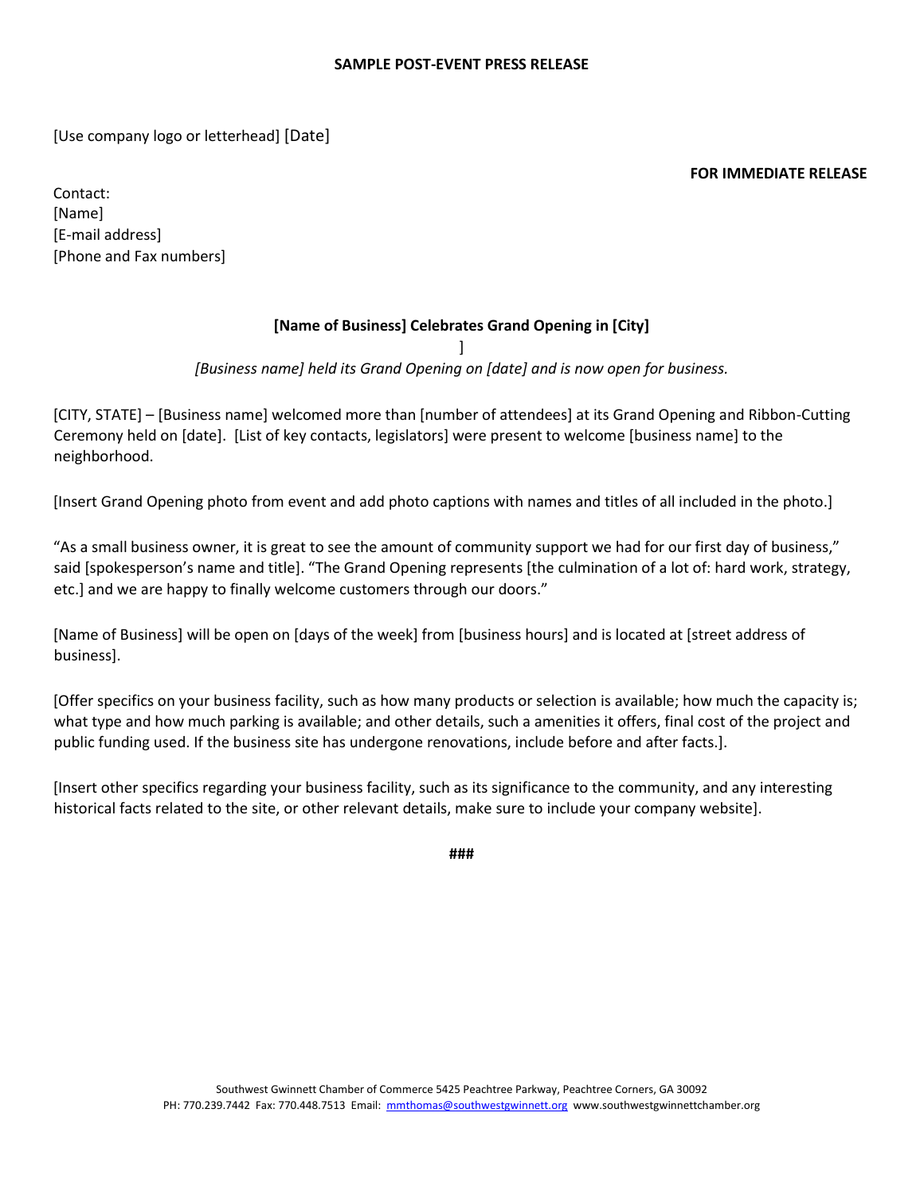**SAMPLE POST-EVENT PRESS RELEASE**

[Use company logo or letterhead] [Date]

**FOR IMMEDIATE RELEASE**

Contact:
[Name]
[E-mail address]
[Phone and Fax numbers]

**[Name of Business] Celebrates Grand Opening in [City]**

]

*[Business name] held its Grand Opening on [date] and is now open for business.*

[CITY, STATE] – [Business name] welcomed more than [number of attendees] at its Grand Opening and Ribbon-Cutting Ceremony held on [date]. [List of key contacts, legislators] were present to welcome [business name] to the neighborhood.

[Insert Grand Opening photo from event and add photo captions with names and titles of all included in the photo.]

"As a small business owner, it is great to see the amount of community support we had for our first day of business," said [spokesperson's name and title]. "The Grand Opening represents [the culmination of a lot of: hard work, strategy, etc.] and we are happy to finally welcome customers through our doors."

[Name of Business] will be open on [days of the week] from [business hours] and is located at [street address of business].

[Offer specifics on your business facility, such as how many products or selection is available; how much the capacity is; what type and how much parking is available; and other details, such a amenities it offers, final cost of the project and public funding used. If the business site has undergone renovations, include before and after facts.].

[Insert other specifics regarding your business facility, such as its significance to the community, and any interesting historical facts related to the site, or other relevant details, make sure to include your company website].

**###**

Southwest Gwinnett Chamber of Commerce 5425 Peachtree Parkway, Peachtree Corners, GA 30092
PH: 770.239.7442 Fax: 770.448.7513 Email: mmthomas@southwestgwinnett.org www.southwestgwinnettchamber.org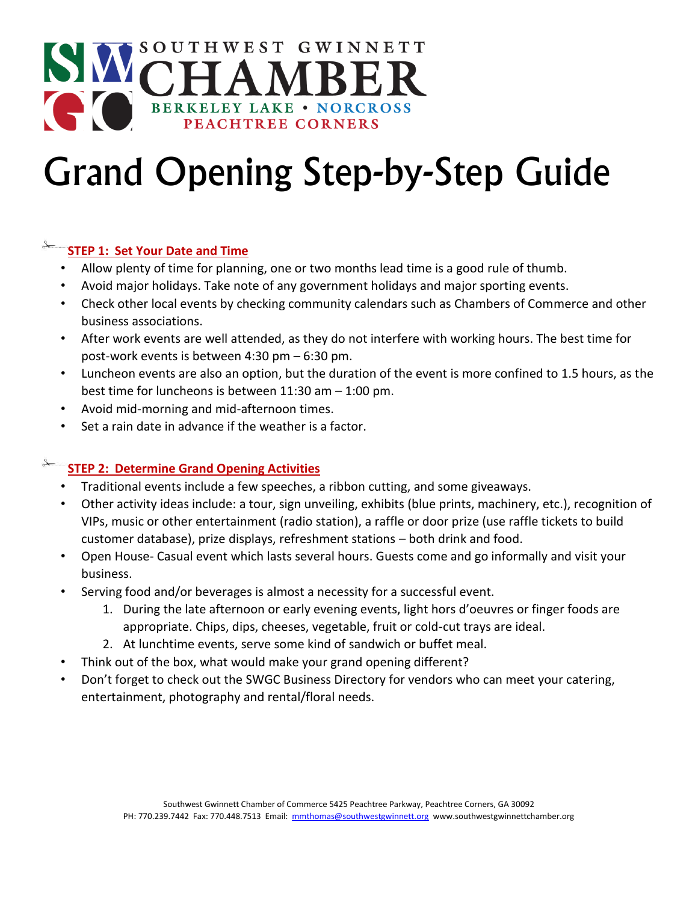SOUTHWEST GWINNETT CHAMBER
BERKELEY LAKE • NORCROSS
PEACHTREE CORNERS

# Grand Opening Step-by-Step Guide

## STEP 1: Set Your Date and Time

- Allow plenty of time for planning, one or two months lead time is a good rule of thumb.
- Avoid major holidays. Take note of any government holidays and major sporting events.
- Check other local events by checking community calendars such as Chambers of Commerce and other business associations.
- After work events are well attended, as they do not interfere with working hours. The best time for post-work events is between 4:30 pm – 6:30 pm.
- Luncheon events are also an option, but the duration of the event is more confined to 1.5 hours, as the best time for luncheons is between 11:30 am – 1:00 pm.
- Avoid mid-morning and mid-afternoon times.
- Set a rain date in advance if the weather is a factor.

## STEP 2: Determine Grand Opening Activities

- Traditional events include a few speeches, a ribbon cutting, and some giveaways.
- Other activity ideas include: a tour, sign unveiling, exhibits (blue prints, machinery, etc.), recognition of VIPs, music or other entertainment (radio station), a raffle or door prize (use raffle tickets to build customer database), prize displays, refreshment stations – both drink and food.
- Open House- Casual event which lasts several hours. Guests come and go informally and visit your business.
- Serving food and/or beverages is almost a necessity for a successful event.
    1. During the late afternoon or early evening events, light hors d'oeuvres or finger foods are appropriate. Chips, dips, cheeses, vegetable, fruit or cold-cut trays are ideal.
    2. At lunchtime events, serve some kind of sandwich or buffet meal.
- Think out of the box, what would make your grand opening different?
- Don't forget to check out the SWGC Business Directory for vendors who can meet your catering, entertainment, photography and rental/floral needs.

Southwest Gwinnett Chamber of Commerce 5425 Peachtree Parkway, Peachtree Corners, GA 30092
PH: 770.239.7442 Fax: 770.448.7513 Email: mmthomas@southwestgwinnett.org www.southwestgwinnettchamber.org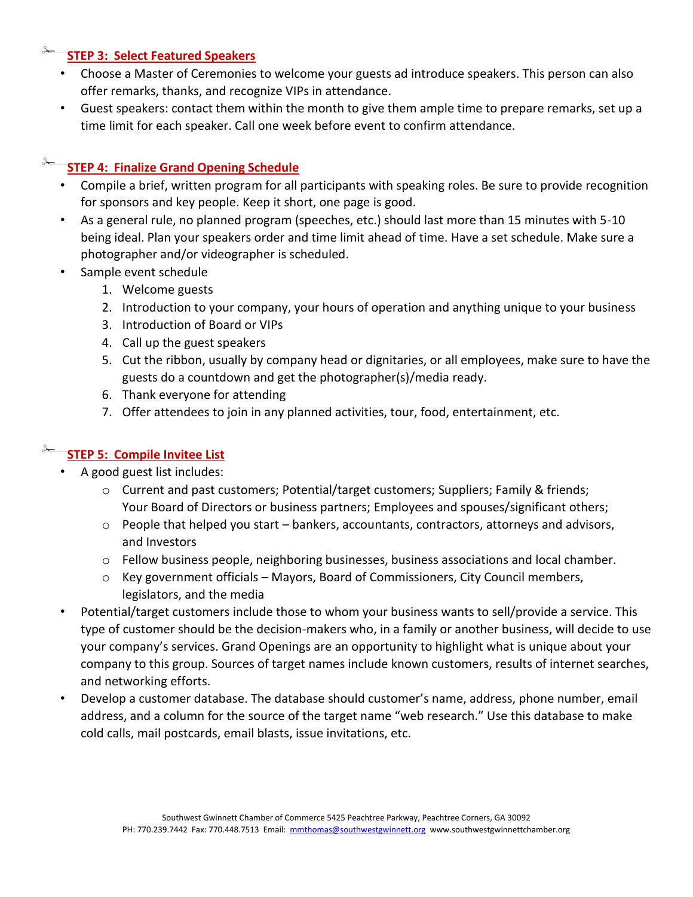## STEP 3: Select Featured Speakers

- Choose a Master of Ceremonies to welcome your guests ad introduce speakers. This person can also offer remarks, thanks, and recognize VIPs in attendance.
- Guest speakers: contact them within the month to give them ample time to prepare remarks, set up a time limit for each speaker. Call one week before event to confirm attendance.

## STEP 4: Finalize Grand Opening Schedule

- Compile a brief, written program for all participants with speaking roles. Be sure to provide recognition for sponsors and key people. Keep it short, one page is good.
- As a general rule, no planned program (speeches, etc.) should last more than 15 minutes with 5-10 being ideal. Plan your speakers order and time limit ahead of time. Have a set schedule. Make sure a photographer and/or videographer is scheduled.
- Sample event schedule
  1. Welcome guests
  2. Introduction to your company, your hours of operation and anything unique to your business
  3. Introduction of Board or VIPs
  4. Call up the guest speakers
  5. Cut the ribbon, usually by company head or dignitaries, or all employees, make sure to have the guests do a countdown and get the photographer(s)/media ready.
  6. Thank everyone for attending
  7. Offer attendees to join in any planned activities, tour, food, entertainment, etc.

## STEP 5: Compile Invitee List

- A good guest list includes:
  - Current and past customers; Potential/target customers; Suppliers; Family & friends; Your Board of Directors or business partners; Employees and spouses/significant others;
  - People that helped you start – bankers, accountants, contractors, attorneys and advisors, and Investors
  - Fellow business people, neighboring businesses, business associations and local chamber.
  - Key government officials – Mayors, Board of Commissioners, City Council members, legislators, and the media
- Potential/target customers include those to whom your business wants to sell/provide a service. This type of customer should be the decision-makers who, in a family or another business, will decide to use your company's services. Grand Openings are an opportunity to highlight what is unique about your company to this group. Sources of target names include known customers, results of internet searches, and networking efforts.
- Develop a customer database. The database should customer's name, address, phone number, email address, and a column for the source of the target name "web research." Use this database to make cold calls, mail postcards, email blasts, issue invitations, etc.

Southwest Gwinnett Chamber of Commerce 5425 Peachtree Parkway, Peachtree Corners, GA 30092
PH: 770.239.7442 Fax: 770.448.7513 Email: mmthomas@southwestgwinnett.org www.southwestgwinnettchamber.org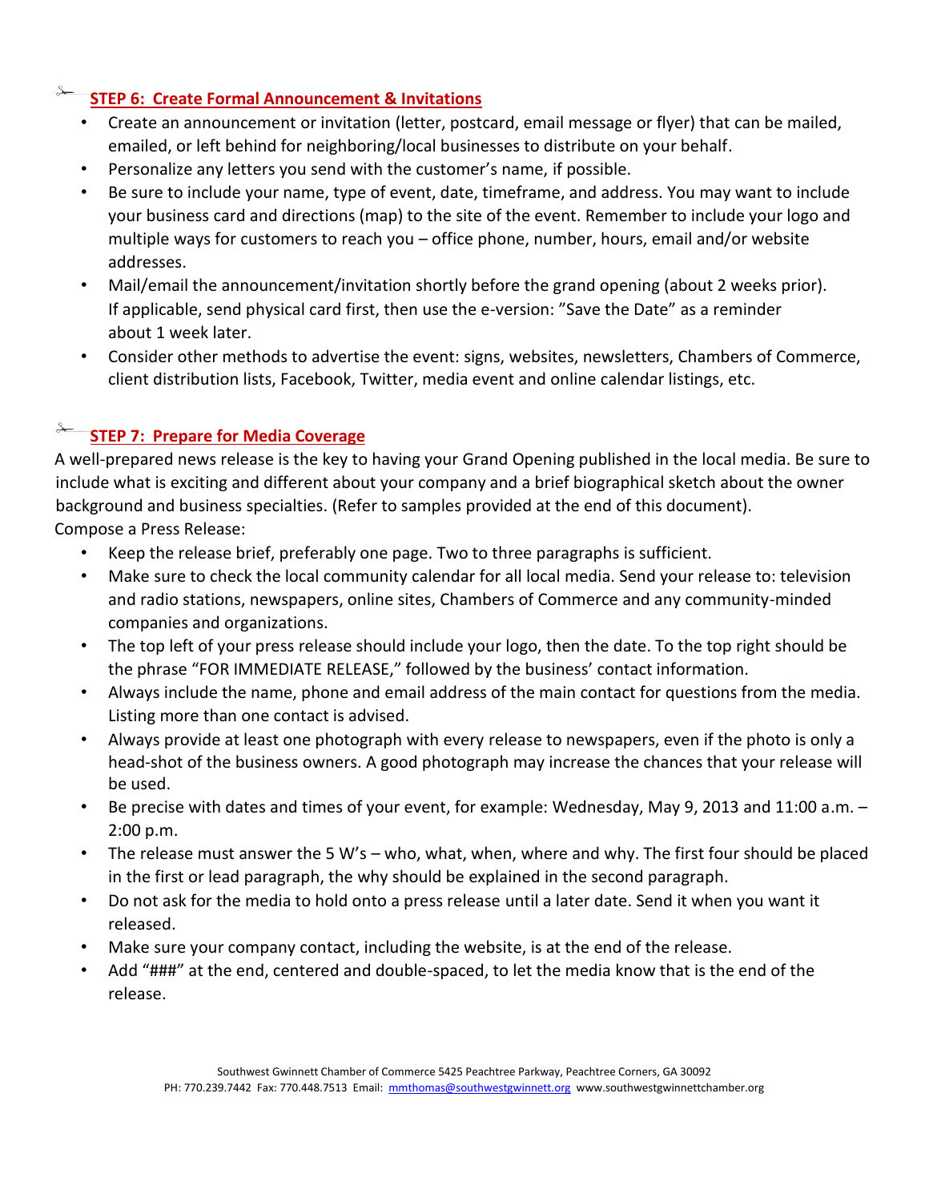## STEP 6: Create Formal Announcement & Invitations

- Create an announcement or invitation (letter, postcard, email message or flyer) that can be mailed, emailed, or left behind for neighboring/local businesses to distribute on your behalf.
- Personalize any letters you send with the customer's name, if possible.
- Be sure to include your name, type of event, date, timeframe, and address. You may want to include your business card and directions (map) to the site of the event. Remember to include your logo and multiple ways for customers to reach you – office phone, number, hours, email and/or website addresses.
- Mail/email the announcement/invitation shortly before the grand opening (about 2 weeks prior). If applicable, send physical card first, then use the e-version: "Save the Date" as a reminder about 1 week later.
- Consider other methods to advertise the event: signs, websites, newsletters, Chambers of Commerce, client distribution lists, Facebook, Twitter, media event and online calendar listings, etc.

## STEP 7: Prepare for Media Coverage

A well-prepared news release is the key to having your Grand Opening published in the local media. Be sure to include what is exciting and different about your company and a brief biographical sketch about the owner background and business specialties. (Refer to samples provided at the end of this document).

Compose a Press Release:

- Keep the release brief, preferably one page. Two to three paragraphs is sufficient.
- Make sure to check the local community calendar for all local media. Send your release to: television and radio stations, newspapers, online sites, Chambers of Commerce and any community-minded companies and organizations.
- The top left of your press release should include your logo, then the date. To the top right should be the phrase "FOR IMMEDIATE RELEASE," followed by the business' contact information.
- Always include the name, phone and email address of the main contact for questions from the media. Listing more than one contact is advised.
- Always provide at least one photograph with every release to newspapers, even if the photo is only a head-shot of the business owners. A good photograph may increase the chances that your release will be used.
- Be precise with dates and times of your event, for example: Wednesday, May 9, 2013 and 11:00 a.m. – 2:00 p.m.
- The release must answer the 5 W's – who, what, when, where and why. The first four should be placed in the first or lead paragraph, the why should be explained in the second paragraph.
- Do not ask for the media to hold onto a press release until a later date. Send it when you want it released.
- Make sure your company contact, including the website, is at the end of the release.
- Add "###" at the end, centered and double-spaced, to let the media know that is the end of the release.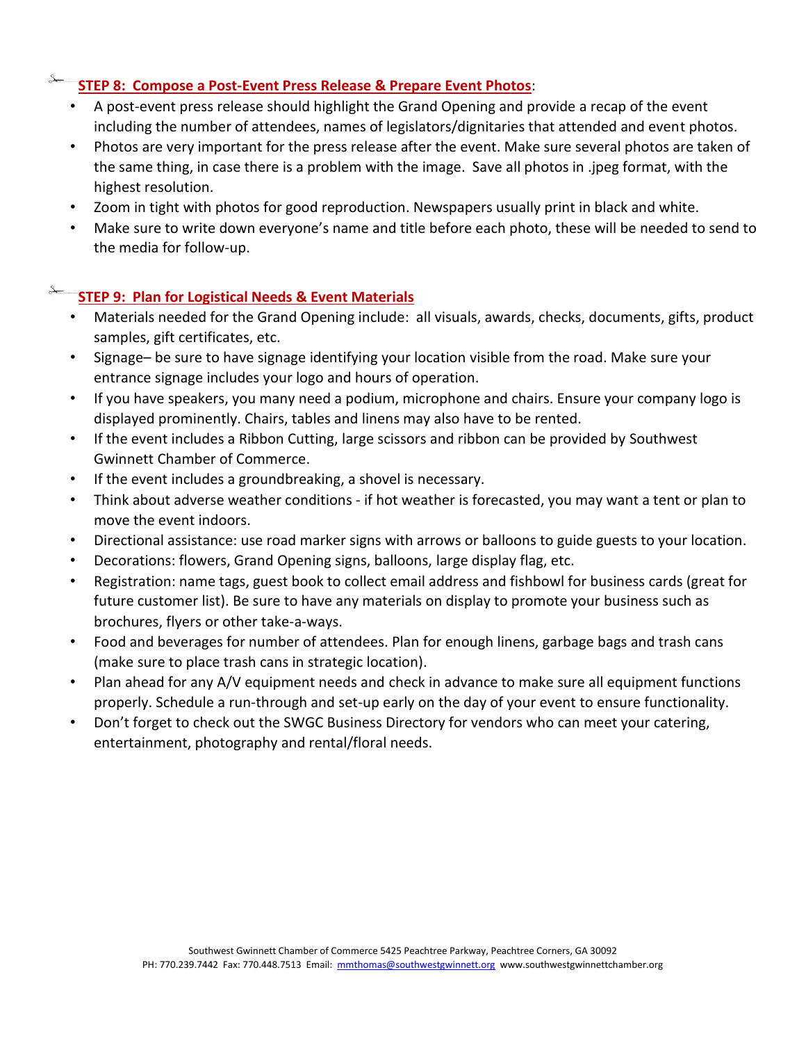## STEP 8: Compose a Post-Event Press Release & Prepare Event Photos:

- A post-event press release should highlight the Grand Opening and provide a recap of the event including the number of attendees, names of legislators/dignitaries that attended and event photos.
- Photos are very important for the press release after the event. Make sure several photos are taken of the same thing, in case there is a problem with the image. Save all photos in .jpeg format, with the highest resolution.
- Zoom in tight with photos for good reproduction. Newspapers usually print in black and white.
- Make sure to write down everyone's name and title before each photo, these will be needed to send to the media for follow-up.

## STEP 9: Plan for Logistical Needs & Event Materials

- Materials needed for the Grand Opening include: all visuals, awards, checks, documents, gifts, product samples, gift certificates, etc.
- Signage– be sure to have signage identifying your location visible from the road. Make sure your entrance signage includes your logo and hours of operation.
- If you have speakers, you many need a podium, microphone and chairs. Ensure your company logo is displayed prominently. Chairs, tables and linens may also have to be rented.
- If the event includes a Ribbon Cutting, large scissors and ribbon can be provided by Southwest Gwinnett Chamber of Commerce.
- If the event includes a groundbreaking, a shovel is necessary.
- Think about adverse weather conditions - if hot weather is forecasted, you may want a tent or plan to move the event indoors.
- Directional assistance: use road marker signs with arrows or balloons to guide guests to your location.
- Decorations: flowers, Grand Opening signs, balloons, large display flag, etc.
- Registration: name tags, guest book to collect email address and fishbowl for business cards (great for future customer list). Be sure to have any materials on display to promote your business such as brochures, flyers or other take-a-ways.
- Food and beverages for number of attendees. Plan for enough linens, garbage bags and trash cans (make sure to place trash cans in strategic location).
- Plan ahead for any A/V equipment needs and check in advance to make sure all equipment functions properly. Schedule a run-through and set-up early on the day of your event to ensure functionality.
- Don't forget to check out the SWGC Business Directory for vendors who can meet your catering, entertainment, photography and rental/floral needs.